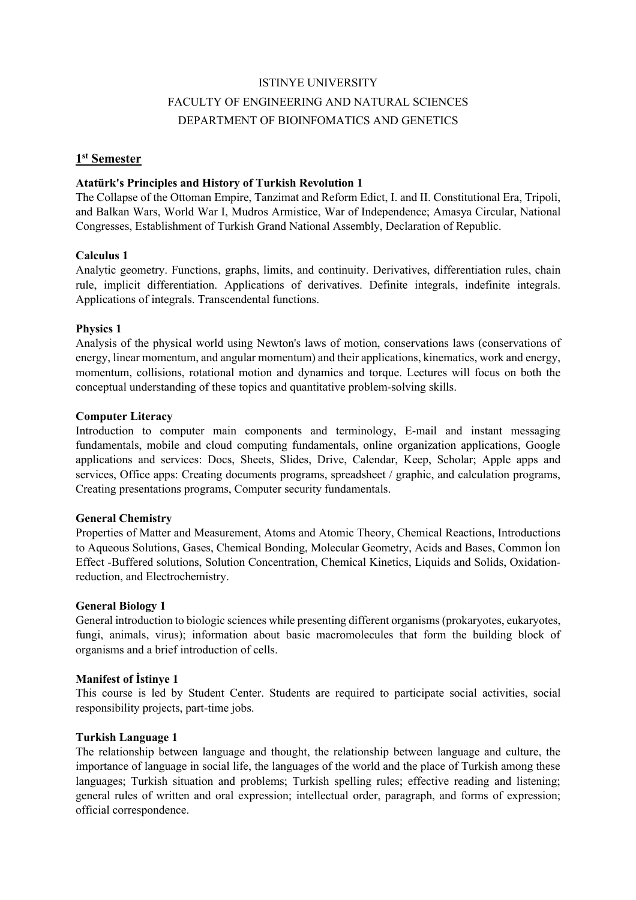ISTINYE UNIVERSITY

FACULTY OF ENGINEERING AND NATURAL SCIENCES

DEPARTMENT OF BIOINFOMATICS AND GENETICS

## 1st Semester

**Atatürk's Principles and History of Turkish Revolution 1**

The Collapse of the Ottoman Empire, Tanzimat and Reform Edict, I. and II. Constitutional Era, Tripoli, and Balkan Wars, World War I, Mudros Armistice, War of Independence; Amasya Circular, National Congresses, Establishment of Turkish Grand National Assembly, Declaration of Republic.

**Calculus 1**

Analytic geometry. Functions, graphs, limits, and continuity. Derivatives, differentiation rules, chain rule, implicit differentiation. Applications of derivatives. Definite integrals, indefinite integrals. Applications of integrals. Transcendental functions.

**Physics 1**

Analysis of the physical world using Newton's laws of motion, conservations laws (conservations of energy, linear momentum, and angular momentum) and their applications, kinematics, work and energy, momentum, collisions, rotational motion and dynamics and torque. Lectures will focus on both the conceptual understanding of these topics and quantitative problem-solving skills.

**Computer Literacy**

Introduction to computer main components and terminology, E-mail and instant messaging fundamentals, mobile and cloud computing fundamentals, online organization applications, Google applications and services: Docs, Sheets, Slides, Drive, Calendar, Keep, Scholar; Apple apps and services, Office apps: Creating documents programs, spreadsheet / graphic, and calculation programs, Creating presentations programs, Computer security fundamentals.

**General Chemistry**

Properties of Matter and Measurement, Atoms and Atomic Theory, Chemical Reactions, Introductions to Aqueous Solutions, Gases, Chemical Bonding, Molecular Geometry, Acids and Bases, Common İon Effect -Buffered solutions, Solution Concentration, Chemical Kinetics, Liquids and Solids, Oxidation-reduction, and Electrochemistry.

**General Biology 1**

General introduction to biologic sciences while presenting different organisms (prokaryotes, eukaryotes, fungi, animals, virus); information about basic macromolecules that form the building block of organisms and a brief introduction of cells.

**Manifest of İstinye 1**

This course is led by Student Center. Students are required to participate social activities, social responsibility projects, part-time jobs.

**Turkish Language 1**

The relationship between language and thought, the relationship between language and culture, the importance of language in social life, the languages of the world and the place of Turkish among these languages; Turkish situation and problems; Turkish spelling rules; effective reading and listening; general rules of written and oral expression; intellectual order, paragraph, and forms of expression; official correspondence.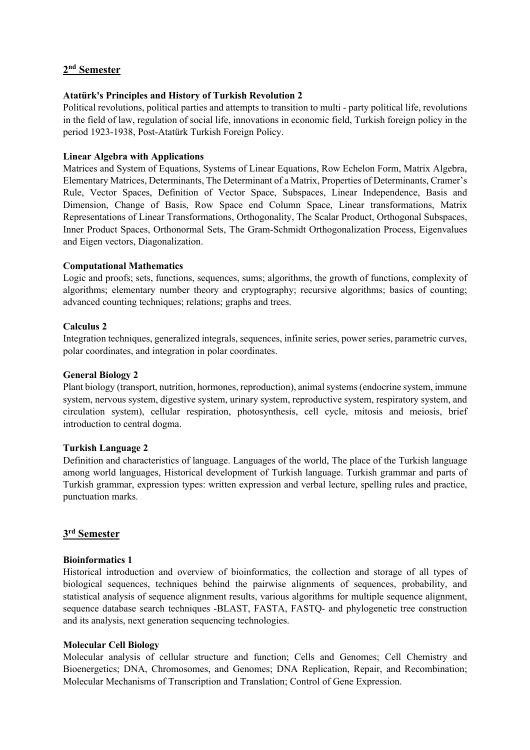## 2nd Semester

**Atatürk's Principles and History of Turkish Revolution 2**

Political revolutions, political parties and attempts to transition to multi - party political life, revolutions in the field of law, regulation of social life, innovations in economic field, Turkish foreign policy in the period 1923-1938, Post-Atatürk Turkish Foreign Policy.

**Linear Algebra with Applications**

Matrices and System of Equations, Systems of Linear Equations, Row Echelon Form, Matrix Algebra, Elementary Matrices, Determinants, The Determinant of a Matrix, Properties of Determinants, Cramer's Rule, Vector Spaces, Definition of Vector Space, Subspaces, Linear Independence, Basis and Dimension, Change of Basis, Row Space end Column Space, Linear transformations, Matrix Representations of Linear Transformations, Orthogonality, The Scalar Product, Orthogonal Subspaces, Inner Product Spaces, Orthonormal Sets, The Gram-Schmidt Orthogonalization Process, Eigenvalues and Eigen vectors, Diagonalization.

**Computational Mathematics**

Logic and proofs; sets, functions, sequences, sums; algorithms, the growth of functions, complexity of algorithms; elementary number theory and cryptography; recursive algorithms; basics of counting; advanced counting techniques; relations; graphs and trees.

**Calculus 2**

Integration techniques, generalized integrals, sequences, infinite series, power series, parametric curves, polar coordinates, and integration in polar coordinates.

**General Biology 2**

Plant biology (transport, nutrition, hormones, reproduction), animal systems (endocrine system, immune system, nervous system, digestive system, urinary system, reproductive system, respiratory system, and circulation system), cellular respiration, photosynthesis, cell cycle, mitosis and meiosis, brief introduction to central dogma.

**Turkish Language 2**

Definition and characteristics of language. Languages of the world, The place of the Turkish language among world languages, Historical development of Turkish language. Turkish grammar and parts of Turkish grammar, expression types: written expression and verbal lecture, spelling rules and practice, punctuation marks.

## 3rd Semester

**Bioinformatics 1**

Historical introduction and overview of bioinformatics, the collection and storage of all types of biological sequences, techniques behind the pairwise alignments of sequences, probability, and statistical analysis of sequence alignment results, various algorithms for multiple sequence alignment, sequence database search techniques -BLAST, FASTA, FASTQ- and phylogenetic tree construction and its analysis, next generation sequencing technologies.

**Molecular Cell Biology**

Molecular analysis of cellular structure and function; Cells and Genomes; Cell Chemistry and Bioenergetics; DNA, Chromosomes, and Genomes; DNA Replication, Repair, and Recombination; Molecular Mechanisms of Transcription and Translation; Control of Gene Expression.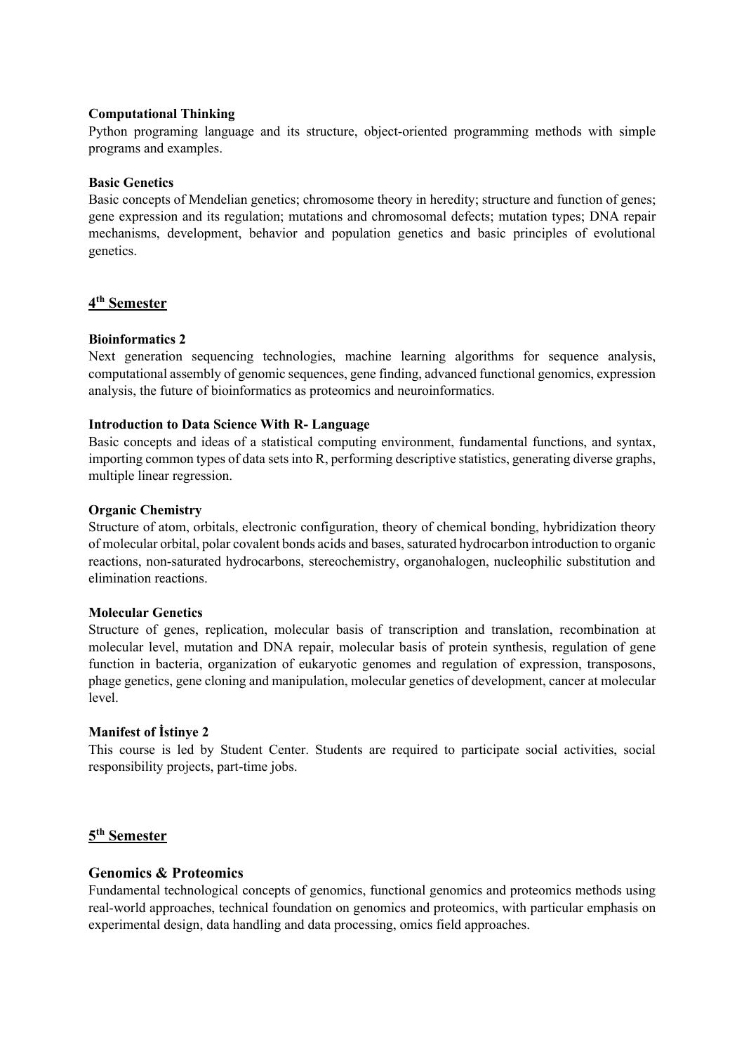**Computational Thinking**

Python programing language and its structure, object-oriented programming methods with simple programs and examples.

**Basic Genetics**

Basic concepts of Mendelian genetics; chromosome theory in heredity; structure and function of genes; gene expression and its regulation; mutations and chromosomal defects; mutation types; DNA repair mechanisms, development, behavior and population genetics and basic principles of evolutional genetics.

## 4th Semester

**Bioinformatics 2**

Next generation sequencing technologies, machine learning algorithms for sequence analysis, computational assembly of genomic sequences, gene finding, advanced functional genomics, expression analysis, the future of bioinformatics as proteomics and neuroinformatics.

**Introduction to Data Science With R- Language**

Basic concepts and ideas of a statistical computing environment, fundamental functions, and syntax, importing common types of data sets into R, performing descriptive statistics, generating diverse graphs, multiple linear regression.

**Organic Chemistry**

Structure of atom, orbitals, electronic configuration, theory of chemical bonding, hybridization theory of molecular orbital, polar covalent bonds acids and bases, saturated hydrocarbon introduction to organic reactions, non-saturated hydrocarbons, stereochemistry, organohalogen, nucleophilic substitution and elimination reactions.

**Molecular Genetics**

Structure of genes, replication, molecular basis of transcription and translation, recombination at molecular level, mutation and DNA repair, molecular basis of protein synthesis, regulation of gene function in bacteria, organization of eukaryotic genomes and regulation of expression, transposons, phage genetics, gene cloning and manipulation, molecular genetics of development, cancer at molecular level.

**Manifest of İstinye 2**

This course is led by Student Center. Students are required to participate social activities, social responsibility projects, part-time jobs.

## 5th Semester

### Genomics & Proteomics

Fundamental technological concepts of genomics, functional genomics and proteomics methods using real-world approaches, technical foundation on genomics and proteomics, with particular emphasis on experimental design, data handling and data processing, omics field approaches.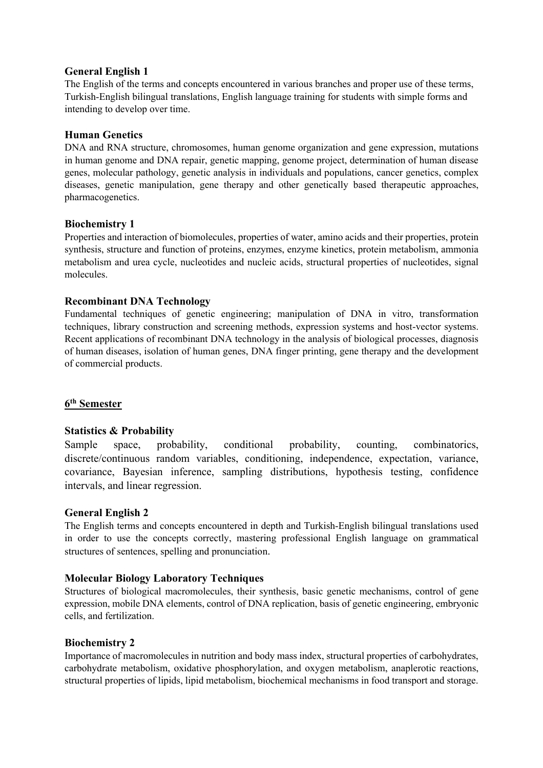### General English 1

The English of the terms and concepts encountered in various branches and proper use of these terms, Turkish-English bilingual translations, English language training for students with simple forms and intending to develop over time.

### Human Genetics

DNA and RNA structure, chromosomes, human genome organization and gene expression, mutations in human genome and DNA repair, genetic mapping, genome project, determination of human disease genes, molecular pathology, genetic analysis in individuals and populations, cancer genetics, complex diseases, genetic manipulation, gene therapy and other genetically based therapeutic approaches, pharmacogenetics.

### Biochemistry 1

Properties and interaction of biomolecules, properties of water, amino acids and their properties, protein synthesis, structure and function of proteins, enzymes, enzyme kinetics, protein metabolism, ammonia metabolism and urea cycle, nucleotides and nucleic acids, structural properties of nucleotides, signal molecules.

### Recombinant DNA Technology

Fundamental techniques of genetic engineering; manipulation of DNA in vitro, transformation techniques, library construction and screening methods, expression systems and host-vector systems. Recent applications of recombinant DNA technology in the analysis of biological processes, diagnosis of human diseases, isolation of human genes, DNA finger printing, gene therapy and the development of commercial products.

## 6th Semester

### Statistics & Probability

Sample space, probability, conditional probability, counting, combinatorics, discrete/continuous random variables, conditioning, independence, expectation, variance, covariance, Bayesian inference, sampling distributions, hypothesis testing, confidence intervals, and linear regression.

### General English 2

The English terms and concepts encountered in depth and Turkish-English bilingual translations used in order to use the concepts correctly, mastering professional English language on grammatical structures of sentences, spelling and pronunciation.

### Molecular Biology Laboratory Techniques

Structures of biological macromolecules, their synthesis, basic genetic mechanisms, control of gene expression, mobile DNA elements, control of DNA replication, basis of genetic engineering, embryonic cells, and fertilization.

### Biochemistry 2

Importance of macromolecules in nutrition and body mass index, structural properties of carbohydrates, carbohydrate metabolism, oxidative phosphorylation, and oxygen metabolism, anaplerotic reactions, structural properties of lipids, lipid metabolism, biochemical mechanisms in food transport and storage.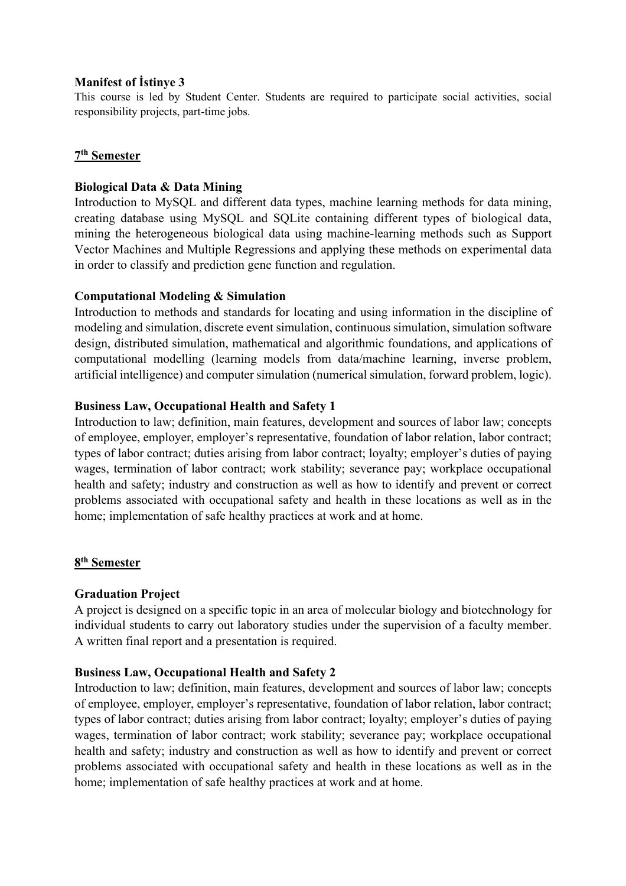**Manifest of İstinye 3**

This course is led by Student Center. Students are required to participate social activities, social responsibility projects, part-time jobs.

## 7th Semester

**Biological Data & Data Mining**

Introduction to MySQL and different data types, machine learning methods for data mining, creating database using MySQL and SQLite containing different types of biological data, mining the heterogeneous biological data using machine-learning methods such as Support Vector Machines and Multiple Regressions and applying these methods on experimental data in order to classify and prediction gene function and regulation.

**Computational Modeling & Simulation**

Introduction to methods and standards for locating and using information in the discipline of modeling and simulation, discrete event simulation, continuous simulation, simulation software design, distributed simulation, mathematical and algorithmic foundations, and applications of computational modelling (learning models from data/machine learning, inverse problem, artificial intelligence) and computer simulation (numerical simulation, forward problem, logic).

**Business Law, Occupational Health and Safety 1**

Introduction to law; definition, main features, development and sources of labor law; concepts of employee, employer, employer's representative, foundation of labor relation, labor contract; types of labor contract; duties arising from labor contract; loyalty; employer's duties of paying wages, termination of labor contract; work stability; severance pay; workplace occupational health and safety; industry and construction as well as how to identify and prevent or correct problems associated with occupational safety and health in these locations as well as in the home; implementation of safe healthy practices at work and at home.

## 8th Semester

**Graduation Project**

A project is designed on a specific topic in an area of molecular biology and biotechnology for individual students to carry out laboratory studies under the supervision of a faculty member. A written final report and a presentation is required.

**Business Law, Occupational Health and Safety 2**

Introduction to law; definition, main features, development and sources of labor law; concepts of employee, employer, employer's representative, foundation of labor relation, labor contract; types of labor contract; duties arising from labor contract; loyalty; employer's duties of paying wages, termination of labor contract; work stability; severance pay; workplace occupational health and safety; industry and construction as well as how to identify and prevent or correct problems associated with occupational safety and health in these locations as well as in the home; implementation of safe healthy practices at work and at home.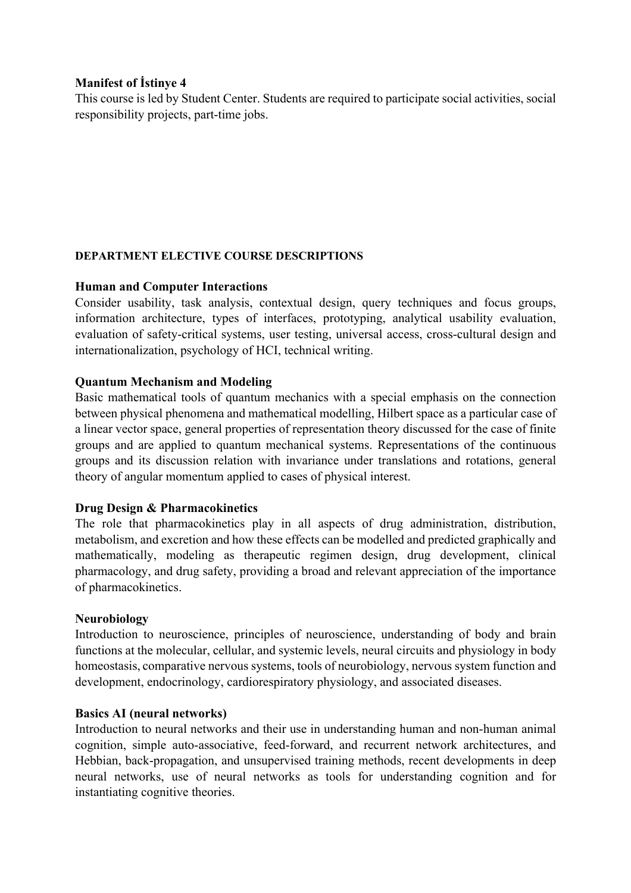**Manifest of İstinye 4**

This course is led by Student Center. Students are required to participate social activities, social responsibility projects, part-time jobs.

## DEPARTMENT ELECTIVE COURSE DESCRIPTIONS

**Human and Computer Interactions**

Consider usability, task analysis, contextual design, query techniques and focus groups, information architecture, types of interfaces, prototyping, analytical usability evaluation, evaluation of safety-critical systems, user testing, universal access, cross-cultural design and internationalization, psychology of HCI, technical writing.

**Quantum Mechanism and Modeling**

Basic mathematical tools of quantum mechanics with a special emphasis on the connection between physical phenomena and mathematical modelling, Hilbert space as a particular case of a linear vector space, general properties of representation theory discussed for the case of finite groups and are applied to quantum mechanical systems. Representations of the continuous groups and its discussion relation with invariance under translations and rotations, general theory of angular momentum applied to cases of physical interest.

**Drug Design & Pharmacokinetics**

The role that pharmacokinetics play in all aspects of drug administration, distribution, metabolism, and excretion and how these effects can be modelled and predicted graphically and mathematically, modeling as therapeutic regimen design, drug development, clinical pharmacology, and drug safety, providing a broad and relevant appreciation of the importance of pharmacokinetics.

**Neurobiology**

Introduction to neuroscience, principles of neuroscience, understanding of body and brain functions at the molecular, cellular, and systemic levels, neural circuits and physiology in body homeostasis, comparative nervous systems, tools of neurobiology, nervous system function and development, endocrinology, cardiorespiratory physiology, and associated diseases.

**Basics AI (neural networks)**

Introduction to neural networks and their use in understanding human and non-human animal cognition, simple auto-associative, feed-forward, and recurrent network architectures, and Hebbian, back-propagation, and unsupervised training methods, recent developments in deep neural networks, use of neural networks as tools for understanding cognition and for instantiating cognitive theories.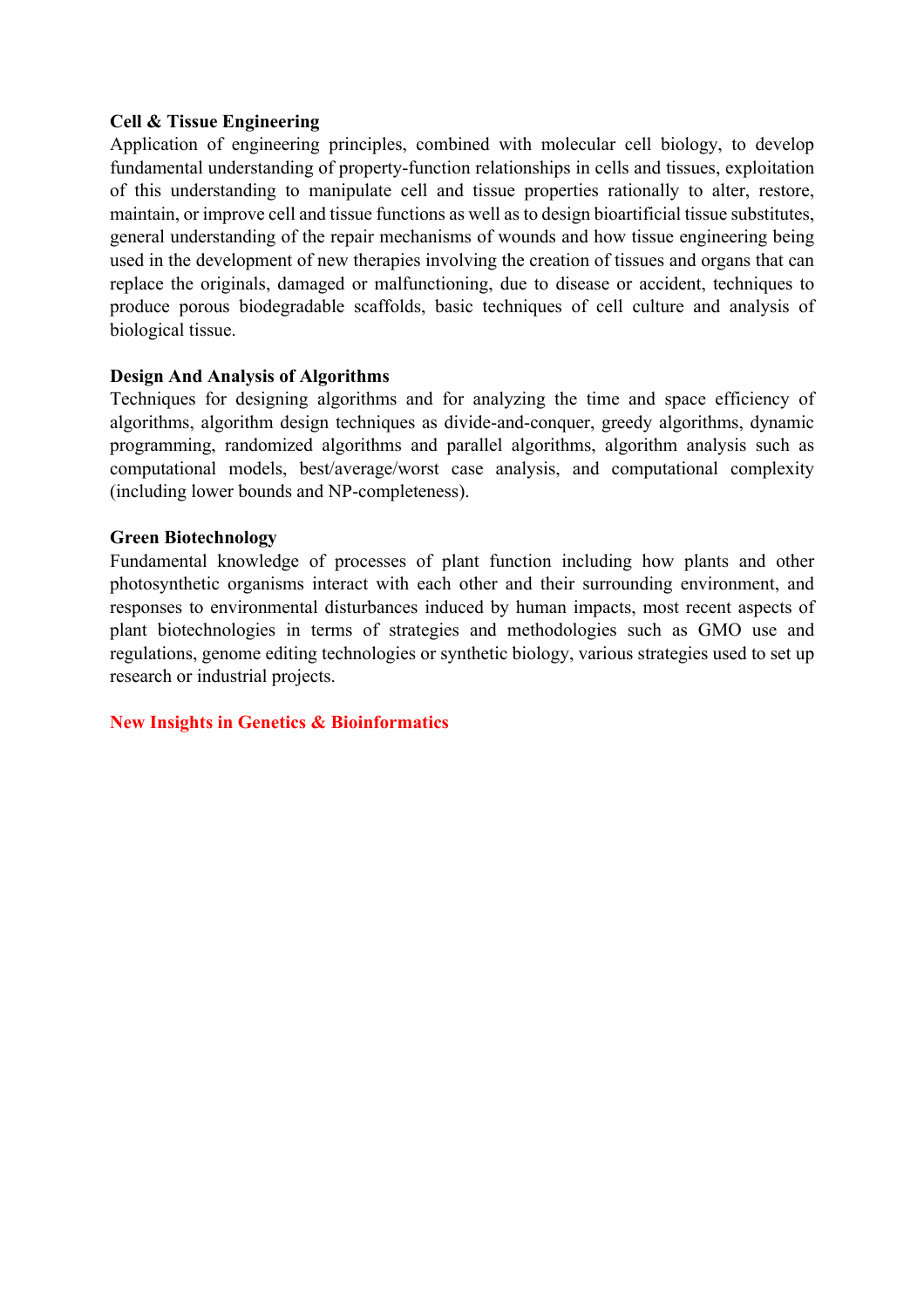**Cell & Tissue Engineering**

Application of engineering principles, combined with molecular cell biology, to develop fundamental understanding of property-function relationships in cells and tissues, exploitation of this understanding to manipulate cell and tissue properties rationally to alter, restore, maintain, or improve cell and tissue functions as well as to design bioartificial tissue substitutes, general understanding of the repair mechanisms of wounds and how tissue engineering being used in the development of new therapies involving the creation of tissues and organs that can replace the originals, damaged or malfunctioning, due to disease or accident, techniques to produce porous biodegradable scaffolds, basic techniques of cell culture and analysis of biological tissue.

**Design And Analysis of Algorithms**

Techniques for designing algorithms and for analyzing the time and space efficiency of algorithms, algorithm design techniques as divide-and-conquer, greedy algorithms, dynamic programming, randomized algorithms and parallel algorithms, algorithm analysis such as computational models, best/average/worst case analysis, and computational complexity (including lower bounds and NP-completeness).

**Green Biotechnology**

Fundamental knowledge of processes of plant function including how plants and other photosynthetic organisms interact with each other and their surrounding environment, and responses to environmental disturbances induced by human impacts, most recent aspects of plant biotechnologies in terms of strategies and methodologies such as GMO use and regulations, genome editing technologies or synthetic biology, various strategies used to set up research or industrial projects.

**New Insights in Genetics & Bioinformatics**